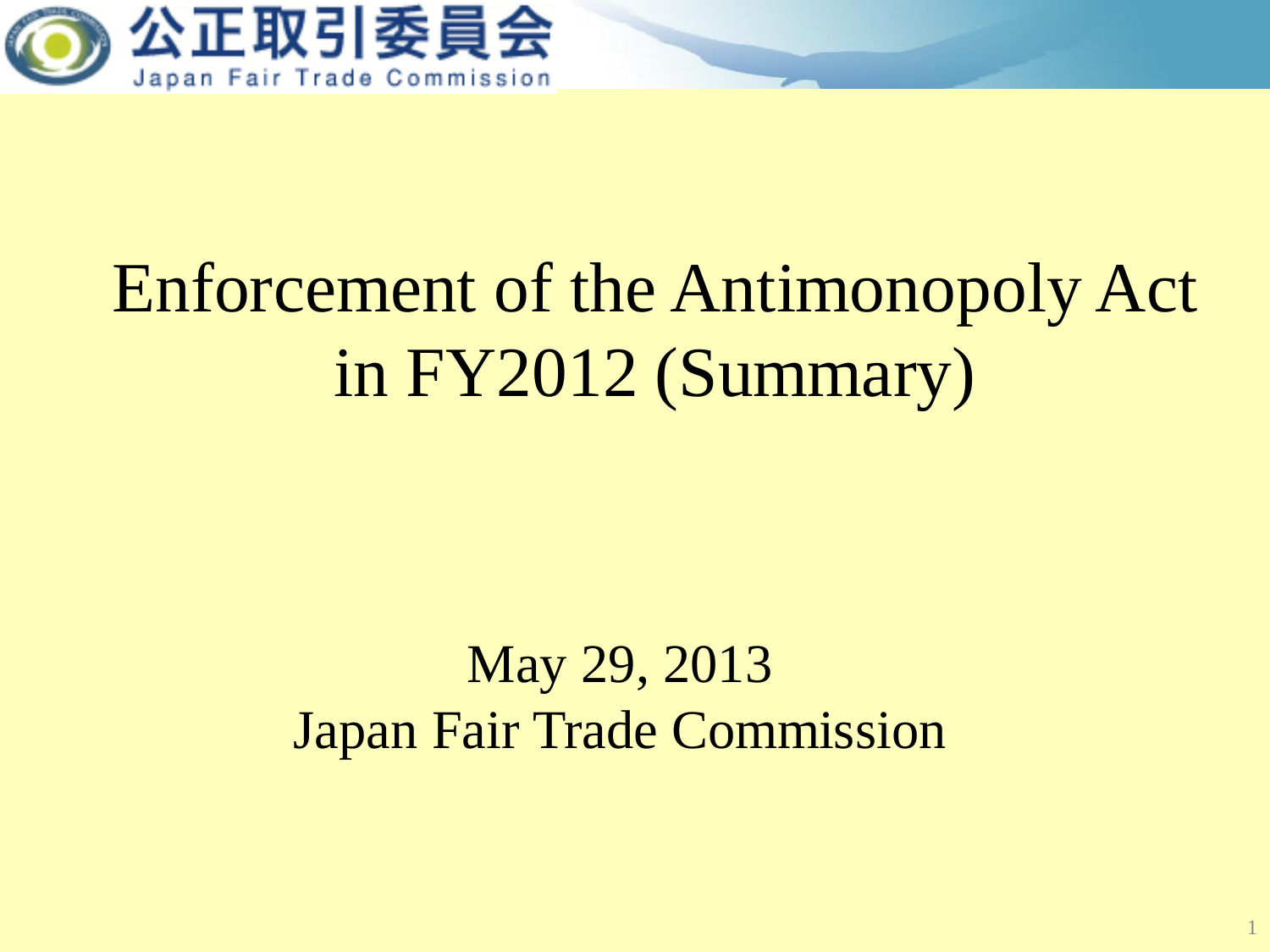# Enforcement of the Antimonopoly Act in FY2012 (Summary)

May 29, 2013
Japan Fair Trade Commission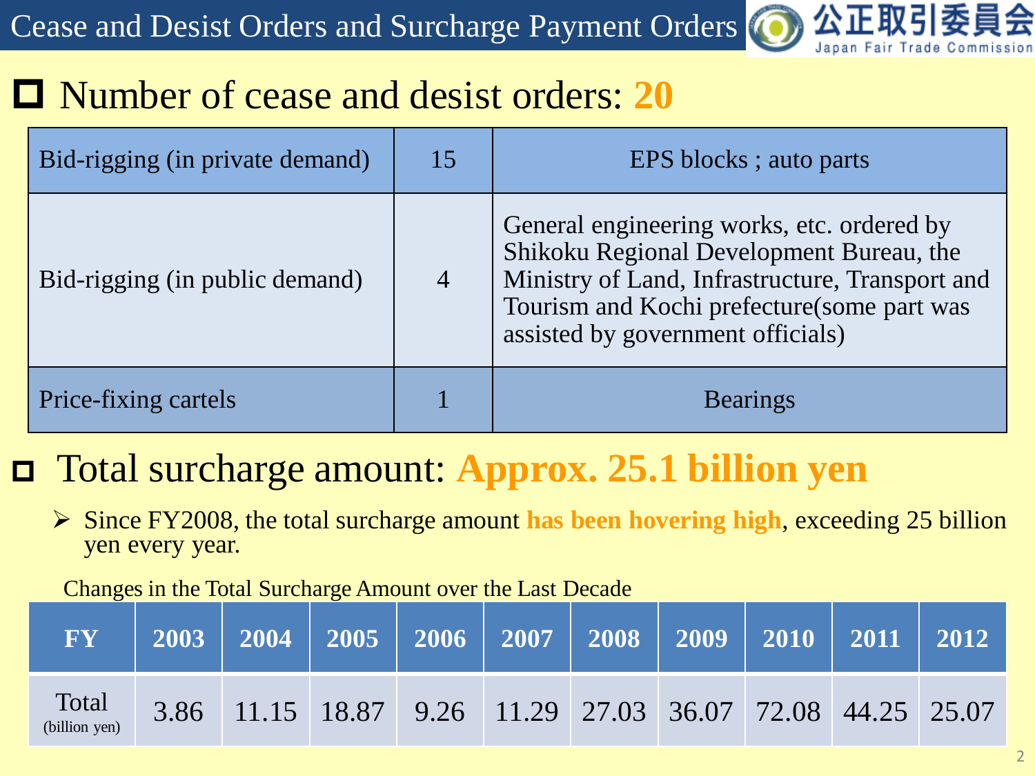# Cease and Desist Orders and Surcharge Payment Orders

公正取引委員会 Japan Fair Trade Commission

## ◻ Number of cease and desist orders: **20**

| | | |
|---|---|---|
| Bid-rigging (in private demand) | 15 | EPS blocks ; auto parts |
| Bid-rigging (in public demand) | 4 | General engineering works, etc. ordered by Shikoku Regional Development Bureau, the Ministry of Land, Infrastructure, Transport and Tourism and Kochi prefecture(some part was assisted by government officials) |
| Price-fixing cartels | 1 | Bearings |

## ◻ Total surcharge amount: **Approx. 25.1 billion yen**

- Since FY2008, the total surcharge amount **has been hovering high**, exceeding 25 billion yen every year.

Changes in the Total Surcharge Amount over the Last Decade

| FY | 2003 | 2004 | 2005 | 2006 | 2007 | 2008 | 2009 | 2010 | 2011 | 2012 |
|---|---|---|---|---|---|---|---|---|---|---|
| Total (billion yen) | 3.86 | 11.15 | 18.87 | 9.26 | 11.29 | 27.03 | 36.07 | 72.08 | 44.25 | 25.07 |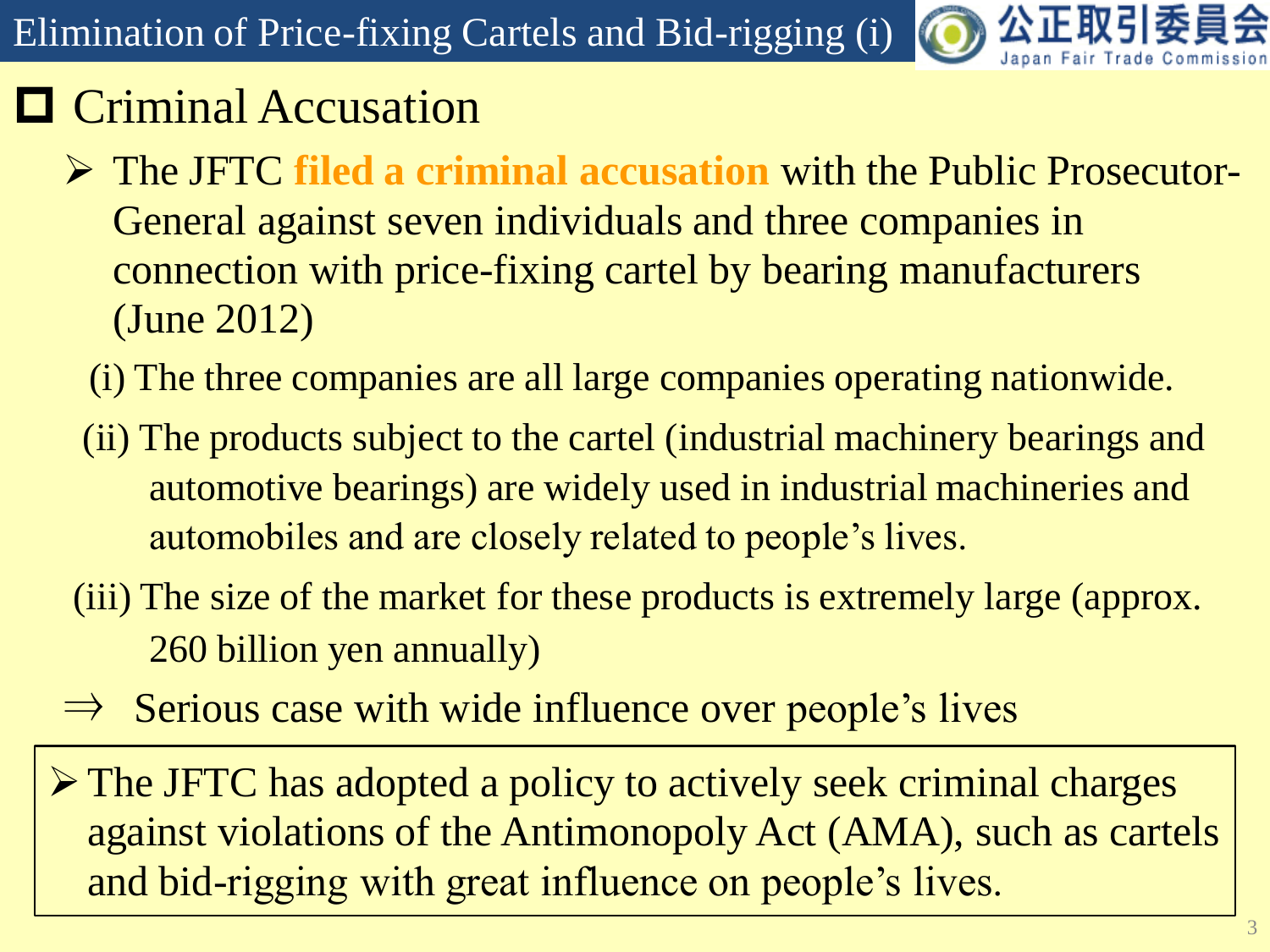# Elimination of Price-fixing Cartels and Bid-rigging (i)

## Criminal Accusation

- The JFTC **filed a criminal accusation** with the Public Prosecutor-General against seven individuals and three companies in connection with price-fixing cartel by bearing manufacturers (June 2012)

  (i) The three companies are all large companies operating nationwide.

  (ii) The products subject to the cartel (industrial machinery bearings and automotive bearings) are widely used in industrial machineries and automobiles and are closely related to people's lives.

  (iii) The size of the market for these products is extremely large (approx. 260 billion yen annually)

⇒ Serious case with wide influence over people's lives

- The JFTC has adopted a policy to actively seek criminal charges against violations of the Antimonopoly Act (AMA), such as cartels and bid-rigging with great influence on people's lives.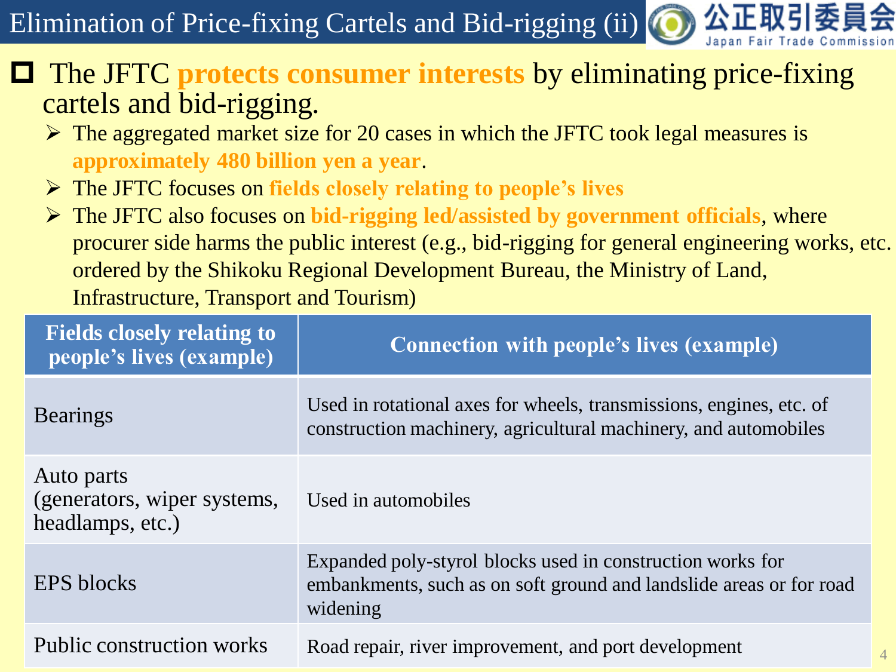# Elimination of Price-fixing Cartels and Bid-rigging (ii)

- The JFTC **protects consumer interests** by eliminating price-fixing cartels and bid-rigging.
  - The aggregated market size for 20 cases in which the JFTC took legal measures is **approximately 480 billion yen a year**.
  - The JFTC focuses on **fields closely relating to people's lives**
  - The JFTC also focuses on **bid-rigging led/assisted by government officials**, where procurer side harms the public interest (e.g., bid-rigging for general engineering works, etc. ordered by the Shikoku Regional Development Bureau, the Ministry of Land, Infrastructure, Transport and Tourism)

| Fields closely relating to people's lives (example) | Connection with people's lives (example) |
|---|---|
| Bearings | Used in rotational axes for wheels, transmissions, engines, etc. of construction machinery, agricultural machinery, and automobiles |
| Auto parts (generators, wiper systems, headlamps, etc.) | Used in automobiles |
| EPS blocks | Expanded poly-styrol blocks used in construction works for embankments, such as on soft ground and landslide areas or for road widening |
| Public construction works | Road repair, river improvement, and port development |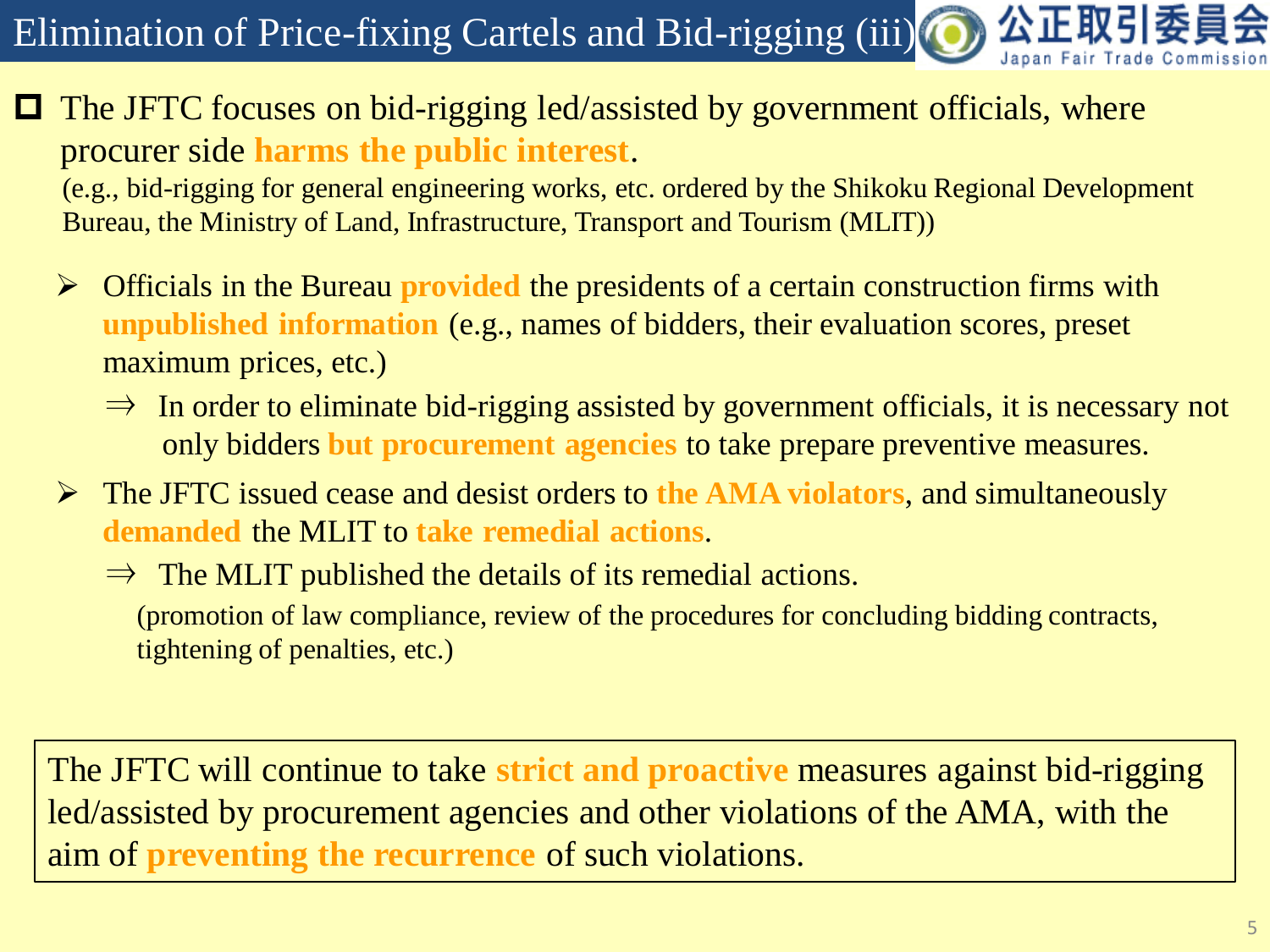# Elimination of Price-fixing Cartels and Bid-rigging (iii)

- The JFTC focuses on bid-rigging led/assisted by government officials, where procurer side **harms the public interest**.
  (e.g., bid-rigging for general engineering works, etc. ordered by the Shikoku Regional Development Bureau, the Ministry of Land, Infrastructure, Transport and Tourism (MLIT))

  - Officials in the Bureau **provided** the presidents of a certain construction firms with **unpublished information** (e.g., names of bidders, their evaluation scores, preset maximum prices, etc.)

    ⇒ In order to eliminate bid-rigging assisted by government officials, it is necessary not only bidders **but procurement agencies** to take prepare preventive measures.

  - The JFTC issued cease and desist orders to **the AMA violators**, and simultaneously **demanded** the MLIT to **take remedial actions**.

    ⇒ The MLIT published the details of its remedial actions.
    (promotion of law compliance, review of the procedures for concluding bidding contracts, tightening of penalties, etc.)

The JFTC will continue to take **strict and proactive** measures against bid-rigging led/assisted by procurement agencies and other violations of the AMA, with the aim of **preventing the recurrence** of such violations.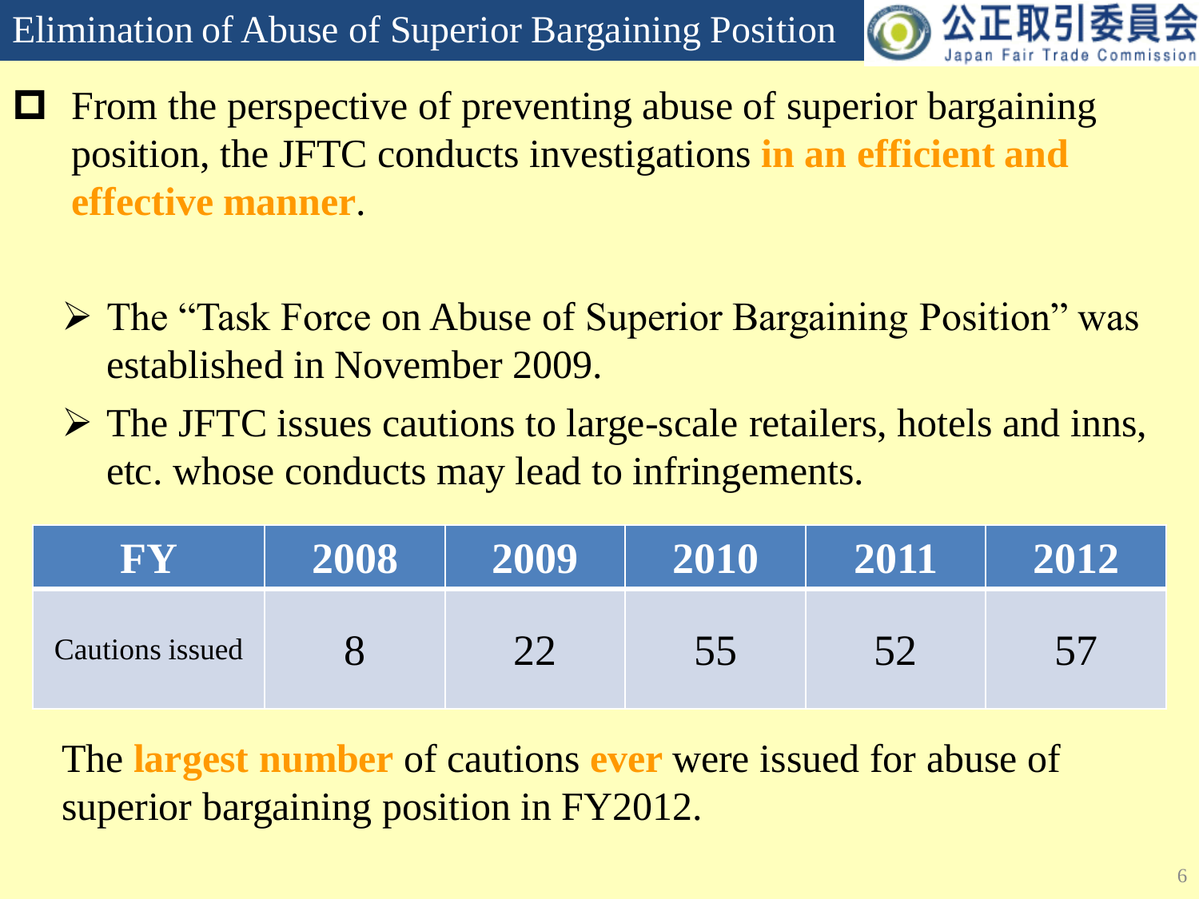# Elimination of Abuse of Superior Bargaining Position

- From the perspective of preventing abuse of superior bargaining position, the JFTC conducts investigations **in an efficient and effective manner**.

  - The "Task Force on Abuse of Superior Bargaining Position" was established in November 2009.
  - The JFTC issues cautions to large-scale retailers, hotels and inns, etc. whose conducts may lead to infringements.

| FY | 2008 | 2009 | 2010 | 2011 | 2012 |
|---|---|---|---|---|---|
| Cautions issued | 8 | 22 | 55 | 52 | 57 |

The **largest number** of cautions **ever** were issued for abuse of superior bargaining position in FY2012.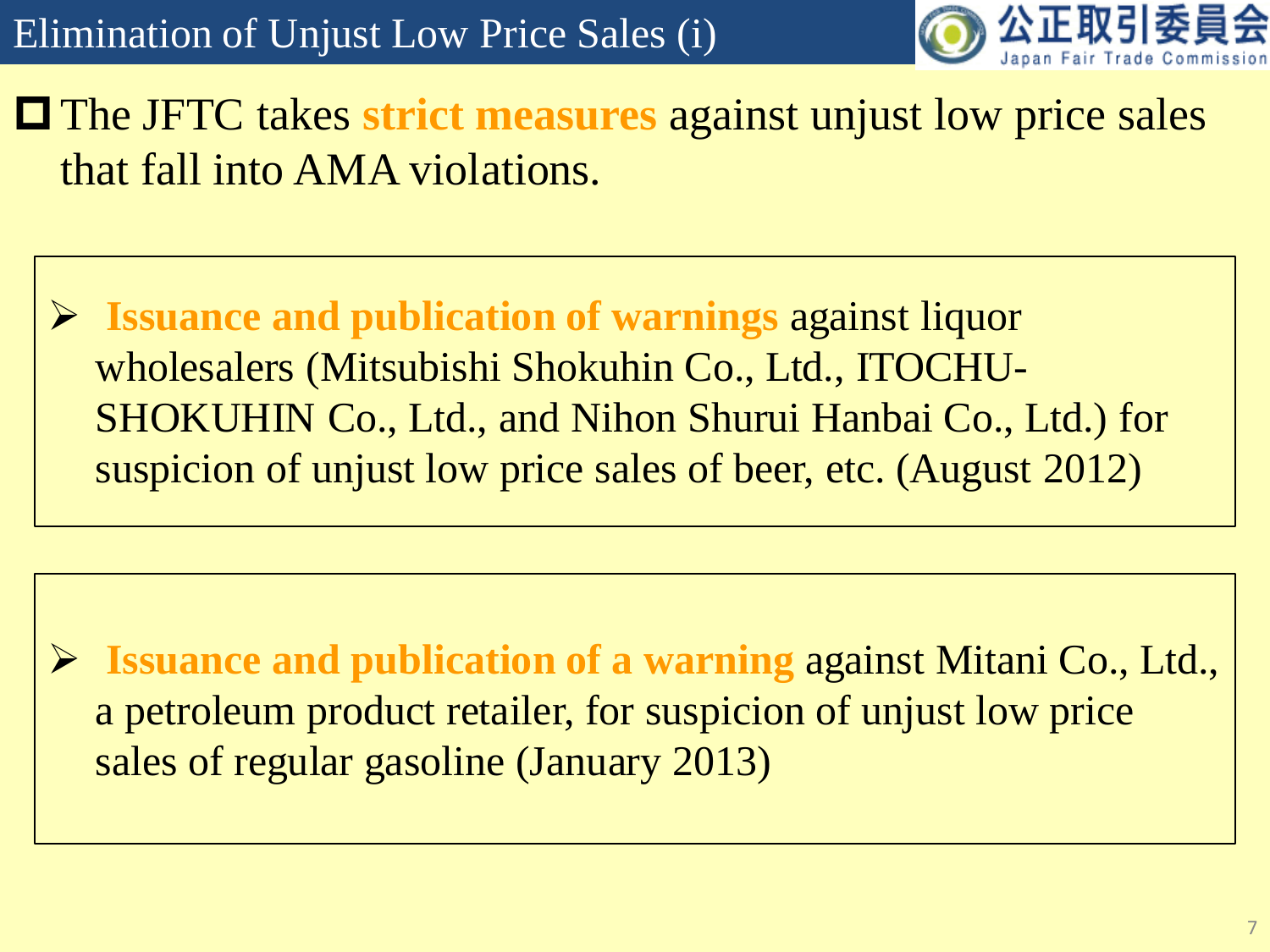# Elimination of Unjust Low Price Sales (i)

- The JFTC takes **strict measures** against unjust low price sales that fall into AMA violations.

> - **Issuance and publication of warnings** against liquor wholesalers (Mitsubishi Shokuhin Co., Ltd., ITOCHU-SHOKUHIN Co., Ltd., and Nihon Shurui Hanbai Co., Ltd.) for suspicion of unjust low price sales of beer, etc. (August 2012)

> - **Issuance and publication of a warning** against Mitani Co., Ltd., a petroleum product retailer, for suspicion of unjust low price sales of regular gasoline (January 2013)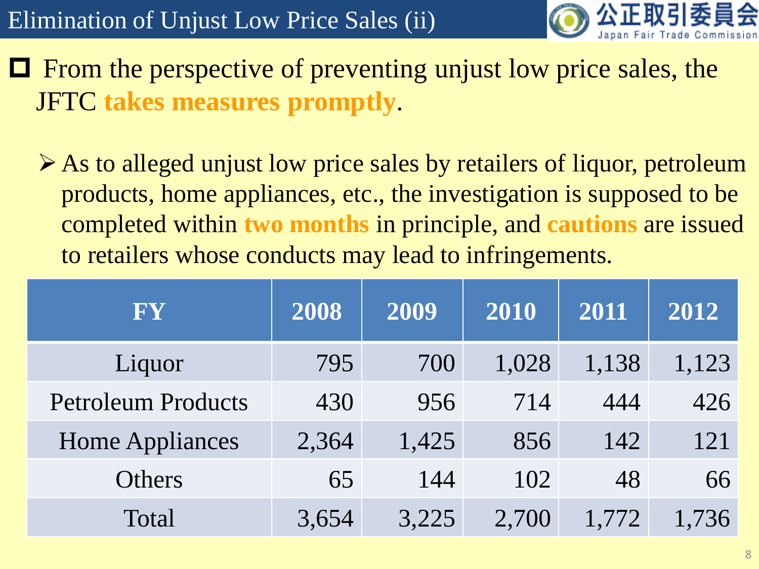# Elimination of Unjust Low Price Sales (ii)

- From the perspective of preventing unjust low price sales, the JFTC **takes measures promptly**.

  - As to alleged unjust low price sales by retailers of liquor, petroleum products, home appliances, etc., the investigation is supposed to be completed within **two months** in principle, and **cautions** are issued to retailers whose conducts may lead to infringements.

| FY | 2008 | 2009 | 2010 | 2011 | 2012 |
|---|---|---|---|---|---|
| Liquor | 795 | 700 | 1,028 | 1,138 | 1,123 |
| Petroleum Products | 430 | 956 | 714 | 444 | 426 |
| Home Appliances | 2,364 | 1,425 | 856 | 142 | 121 |
| Others | 65 | 144 | 102 | 48 | 66 |
| Total | 3,654 | 3,225 | 2,700 | 1,772 | 1,736 |